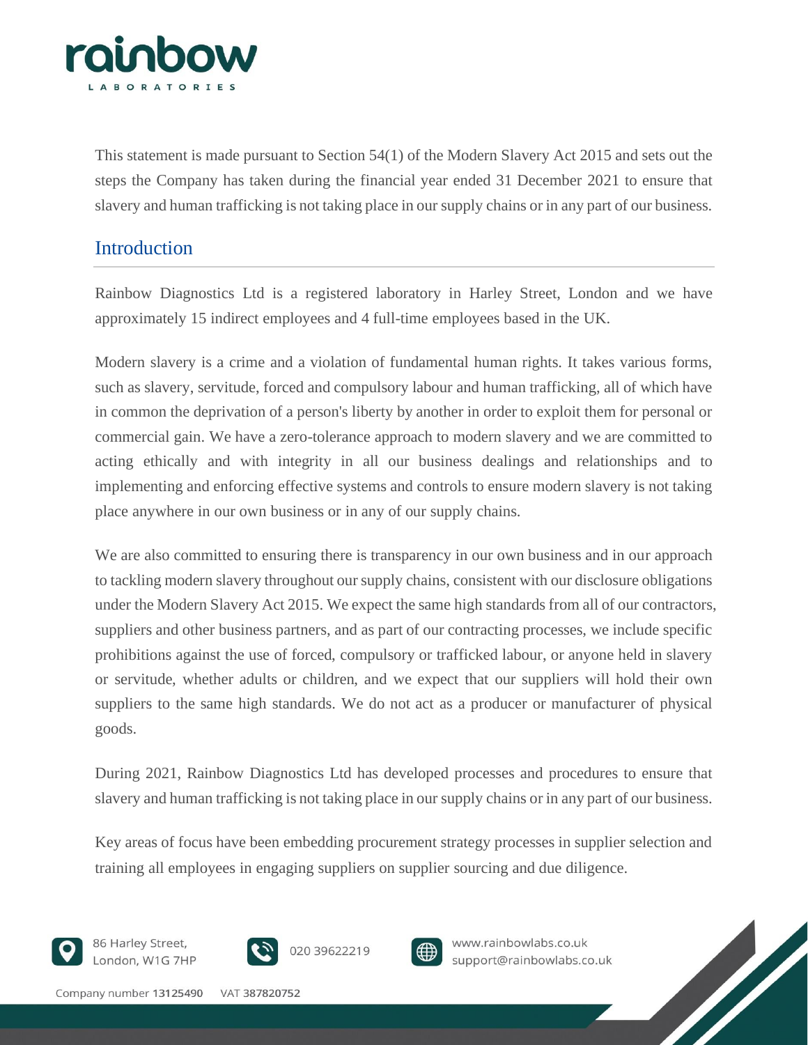This statement is made pursuant to Section 54(1) of the Modern Slavery Act 2015 and sets out the steps the Company has taken during the financial year ended 31 December 2021 to ensure that slavery and human trafficking is not taking place in our supply chains or in any part of our business.

## Introduction

Rainbow Diagnostics Ltd is a registered laboratory in Harley Street, London and we have approximately 15 indirect employees and 4 full-time employees based in the UK.

Modern slavery is a crime and a violation of fundamental human rights. It takes various forms, such as slavery, servitude, forced and compulsory labour and human trafficking, all of which have in common the deprivation of a person's liberty by another in order to exploit them for personal or commercial gain. We have a zero-tolerance approach to modern slavery and we are committed to acting ethically and with integrity in all our business dealings and relationships and to implementing and enforcing effective systems and controls to ensure modern slavery is not taking place anywhere in our own business or in any of our supply chains.

We are also committed to ensuring there is transparency in our own business and in our approach to tackling modern slavery throughout our supply chains, consistent with our disclosure obligations under the Modern Slavery Act 2015. We expect the same high standards from all of our contractors, suppliers and other business partners, and as part of our contracting processes, we include specific prohibitions against the use of forced, compulsory or trafficked labour, or anyone held in slavery or servitude, whether adults or children, and we expect that our suppliers will hold their own suppliers to the same high standards. We do not act as a producer or manufacturer of physical goods.

During 2021, Rainbow Diagnostics Ltd has developed processes and procedures to ensure that slavery and human trafficking is not taking place in our supply chains or in any part of our business.

Key areas of focus have been embedding procurement strategy processes in supplier selection and training all employees in engaging suppliers on supplier sourcing and due diligence.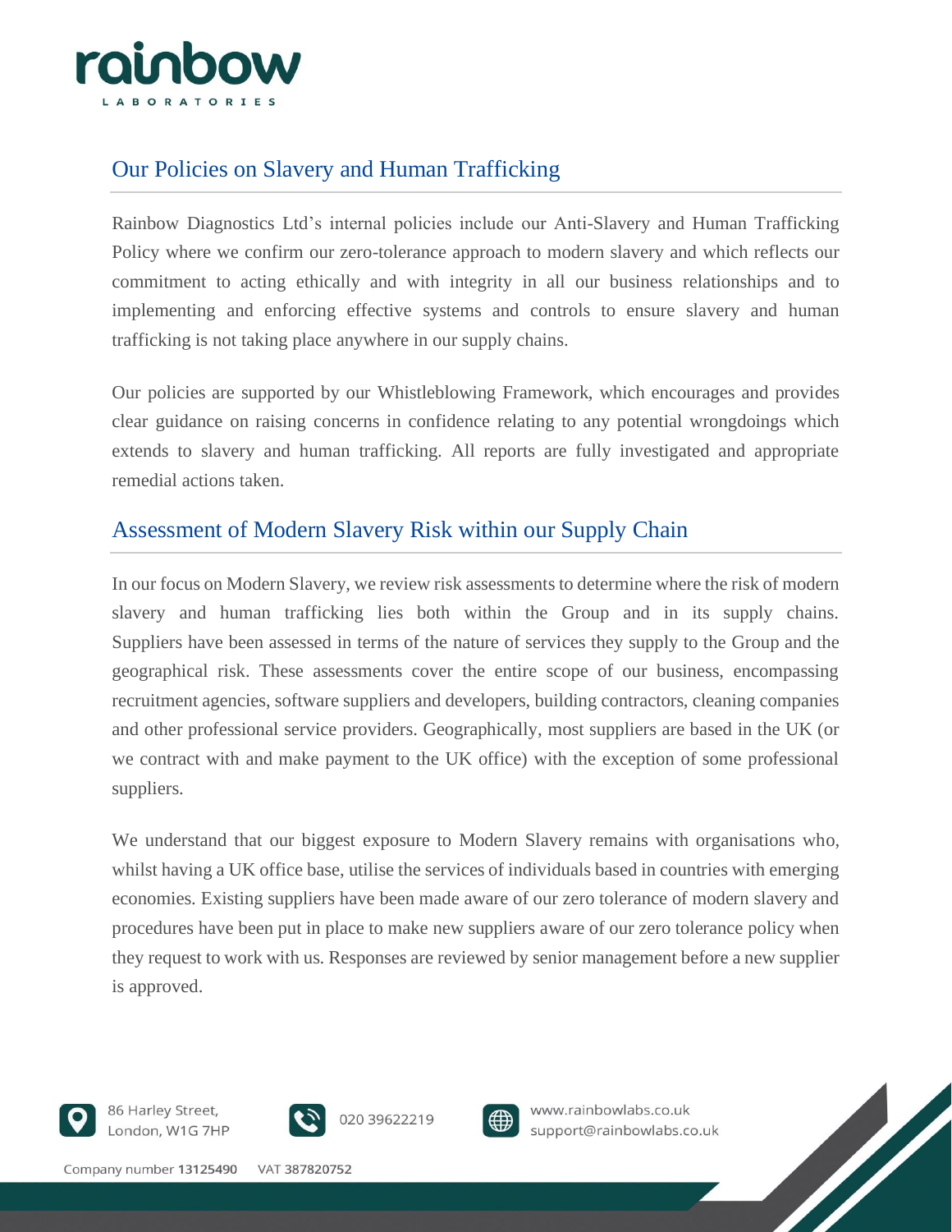## Our Policies on Slavery and Human Trafficking

Rainbow Diagnostics Ltd's internal policies include our Anti-Slavery and Human Trafficking Policy where we confirm our zero-tolerance approach to modern slavery and which reflects our commitment to acting ethically and with integrity in all our business relationships and to implementing and enforcing effective systems and controls to ensure slavery and human trafficking is not taking place anywhere in our supply chains.

Our policies are supported by our Whistleblowing Framework, which encourages and provides clear guidance on raising concerns in confidence relating to any potential wrongdoings which extends to slavery and human trafficking. All reports are fully investigated and appropriate remedial actions taken.

## Assessment of Modern Slavery Risk within our Supply Chain

In our focus on Modern Slavery, we review risk assessments to determine where the risk of modern slavery and human trafficking lies both within the Group and in its supply chains. Suppliers have been assessed in terms of the nature of services they supply to the Group and the geographical risk. These assessments cover the entire scope of our business, encompassing recruitment agencies, software suppliers and developers, building contractors, cleaning companies and other professional service providers. Geographically, most suppliers are based in the UK (or we contract with and make payment to the UK office) with the exception of some professional suppliers.

We understand that our biggest exposure to Modern Slavery remains with organisations who, whilst having a UK office base, utilise the services of individuals based in countries with emerging economies. Existing suppliers have been made aware of our zero tolerance of modern slavery and procedures have been put in place to make new suppliers aware of our zero tolerance policy when they request to work with us. Responses are reviewed by senior management before a new supplier is approved.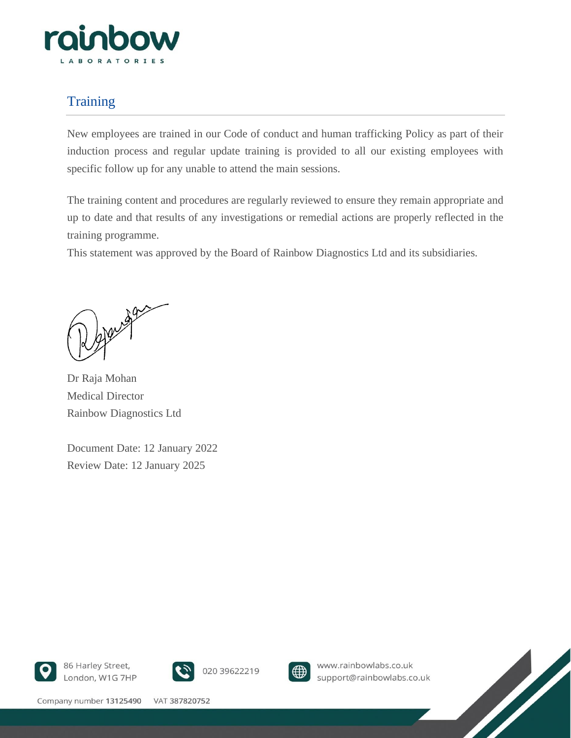## Training

New employees are trained in our Code of conduct and human trafficking Policy as part of their induction process and regular update training is provided to all our existing employees with specific follow up for any unable to attend the main sessions.

The training content and procedures are regularly reviewed to ensure they remain appropriate and up to date and that results of any investigations or remedial actions are properly reflected in the training programme.

This statement was approved by the Board of Rainbow Diagnostics Ltd and its subsidiaries.

Dr Raja Mohan
Medical Director
Rainbow Diagnostics Ltd

Document Date: 12 January 2022
Review Date: 12 January 2025